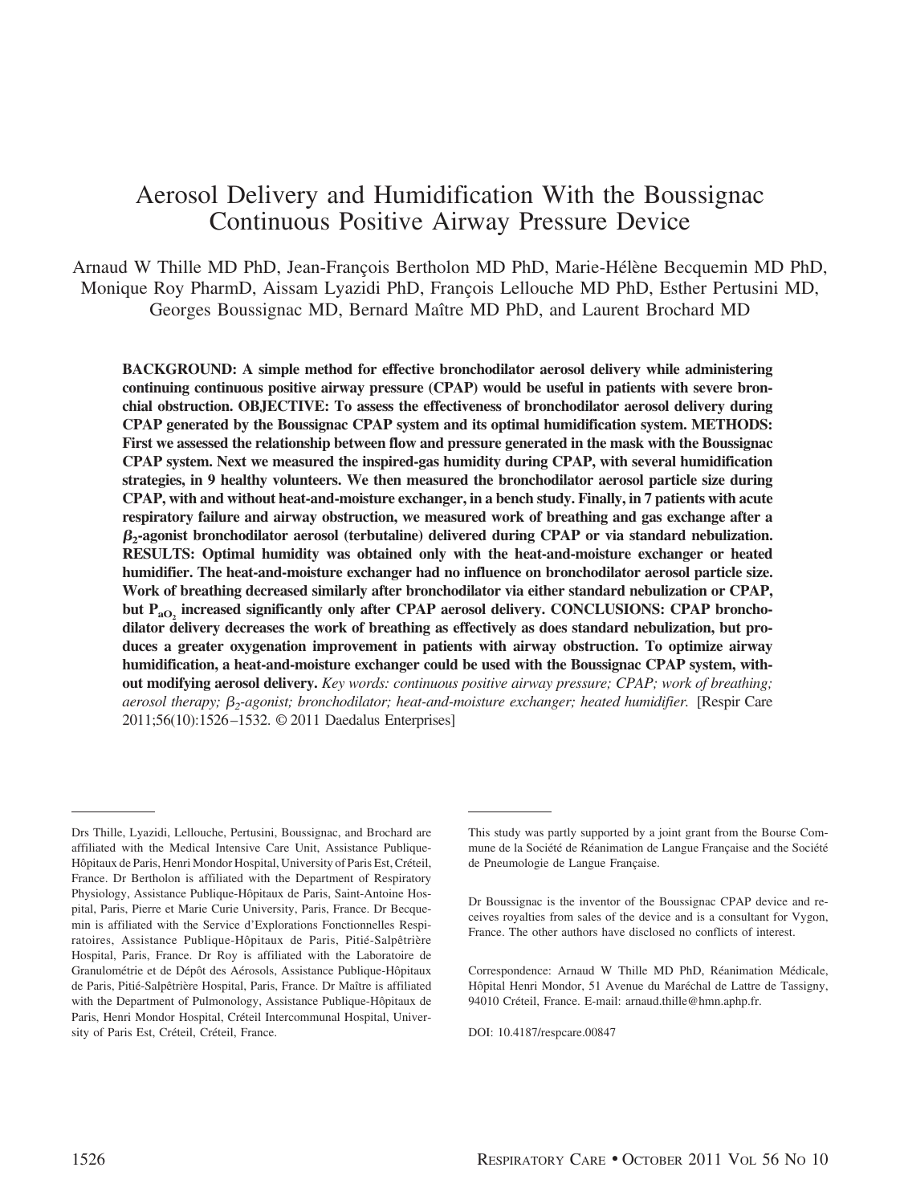# Aerosol Delivery and Humidification With the Boussignac Continuous Positive Airway Pressure Device

Arnaud W Thille MD PhD, Jean-François Bertholon MD PhD, Marie-Hélène Becquemin MD PhD, Monique Roy PharmD, Aissam Lyazidi PhD, François Lellouche MD PhD, Esther Pertusini MD, Georges Boussignac MD, Bernard Maître MD PhD, and Laurent Brochard MD

**BACKGROUND: A simple method for effective bronchodilator aerosol delivery while administering continuing continuous positive airway pressure (CPAP) would be useful in patients with severe bronchial obstruction. OBJECTIVE: To assess the effectiveness of bronchodilator aerosol delivery during CPAP generated by the Boussignac CPAP system and its optimal humidification system. METHODS: First we assessed the relationship between flow and pressure generated in the mask with the Boussignac CPAP system. Next we measured the inspired-gas humidity during CPAP, with several humidification strategies, in 9 healthy volunteers. We then measured the bronchodilator aerosol particle size during CPAP, with and without heat-and-moisture exchanger, in a bench study. Finally, in 7 patients with acute respiratory failure and airway obstruction, we measured work of breathing and gas exchange after a $\beta_2$-agonist bronchodilator aerosol (terbutaline) delivered during CPAP or via standard nebulization. RESULTS: Optimal humidity was obtained only with the heat-and-moisture exchanger or heated humidifier. The heat-and-moisture exchanger had no influence on bronchodilator aerosol particle size. Work of breathing decreased similarly after bronchodilator via either standard nebulization or CPAP, but $P_{aO_2}$ increased significantly only after CPAP aerosol delivery. CONCLUSIONS: CPAP bronchodilator delivery decreases the work of breathing as effectively as does standard nebulization, but produces a greater oxygenation improvement in patients with airway obstruction. To optimize airway humidification, a heat-and-moisture exchanger could be used with the Boussignac CPAP system, without modifying aerosol delivery.** *Key words: continuous positive airway pressure; CPAP; work of breathing; aerosol therapy; $\beta_2$-agonist; bronchodilator; heat-and-moisture exchanger; heated humidifier.* [Respir Care 2011;56(10):1526–1532. © 2011 Daedalus Enterprises]

---

Drs Thille, Lyazidi, Lellouche, Pertusini, Boussignac, and Brochard are affiliated with the Medical Intensive Care Unit, Assistance Publique-Hôpitaux de Paris, Henri Mondor Hospital, University of Paris Est, Créteil, France. Dr Bertholon is affiliated with the Department of Respiratory Physiology, Assistance Publique-Hôpitaux de Paris, Saint-Antoine Hospital, Paris, Pierre et Marie Curie University, Paris, France. Dr Becquemin is affiliated with the Service d'Explorations Fonctionnelles Respiratoires, Assistance Publique-Hôpitaux de Paris, Pitié-Salpêtrière Hospital, Paris, France. Dr Roy is affiliated with the Laboratoire de Granulométrie et de Dépôt des Aérosols, Assistance Publique-Hôpitaux de Paris, Pitié-Salpêtrière Hospital, Paris, France. Dr Maître is affiliated with the Department of Pulmonology, Assistance Publique-Hôpitaux de Paris, Henri Mondor Hospital, Créteil Intercommunal Hospital, University of Paris Est, Créteil, Créteil, France.

This study was partly supported by a joint grant from the Bourse Commune de la Société de Réanimation de Langue Française and the Société de Pneumologie de Langue Française.

Dr Boussignac is the inventor of the Boussignac CPAP device and receives royalties from sales of the device and is a consultant for Vygon, France. The other authors have disclosed no conflicts of interest.

Correspondence: Arnaud W Thille MD PhD, Réanimation Médicale, Hôpital Henri Mondor, 51 Avenue du Maréchal de Lattre de Tassigny, 94010 Créteil, France. E-mail: arnaud.thille@hmn.aphp.fr.

DOI: 10.4187/respcare.00847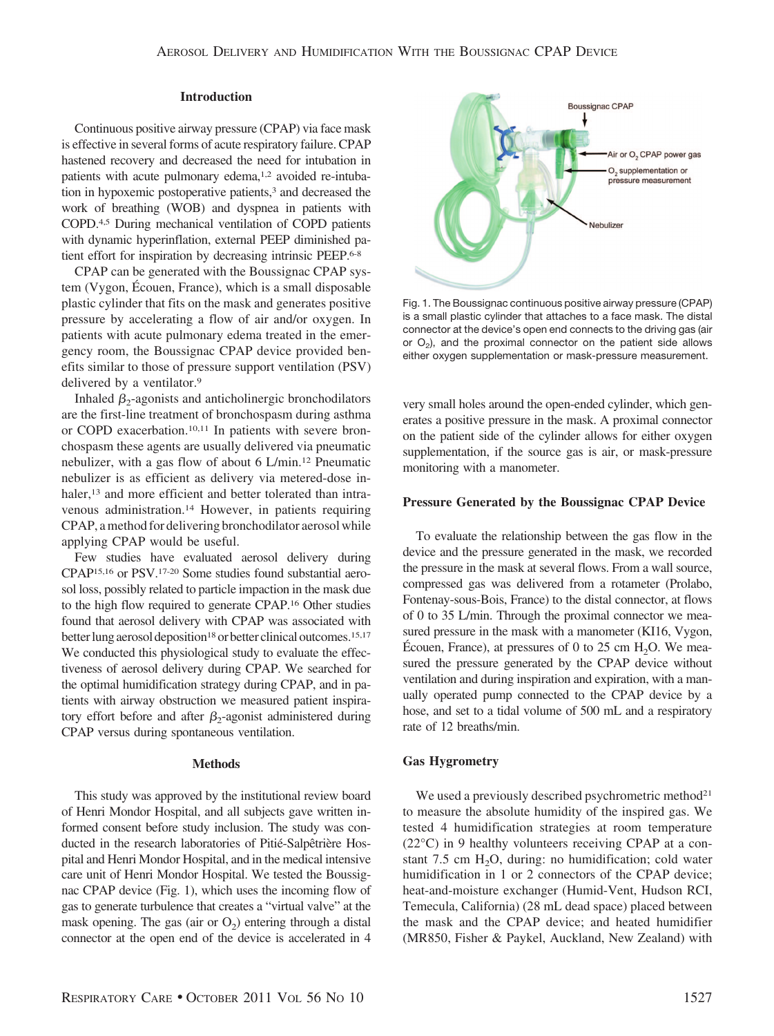## Introduction

Continuous positive airway pressure (CPAP) via face mask is effective in several forms of acute respiratory failure. CPAP hastened recovery and decreased the need for intubation in patients with acute pulmonary edema,[1,2] avoided re-intubation in hypoxemic postoperative patients,[3] and decreased the work of breathing (WOB) and dyspnea in patients with COPD.[4,5] During mechanical ventilation of COPD patients with dynamic hyperinflation, external PEEP diminished patient effort for inspiration by decreasing intrinsic PEEP.[6-8]

CPAP can be generated with the Boussignac CPAP system (Vygon, Écouen, France), which is a small disposable plastic cylinder that fits on the mask and generates positive pressure by accelerating a flow of air and/or oxygen. In patients with acute pulmonary edema treated in the emergency room, the Boussignac CPAP device provided benefits similar to those of pressure support ventilation (PSV) delivered by a ventilator.[9]

Inhaled $\beta_2$-agonists and anticholinergic bronchodilators are the first-line treatment of bronchospasm during asthma or COPD exacerbation.[10,11] In patients with severe bronchospasm these agents are usually delivered via pneumatic nebulizer, with a gas flow of about 6 L/min.[12] Pneumatic nebulizer is as efficient as delivery via metered-dose inhaler,[13] and more efficient and better tolerated than intravenous administration.[14] However, in patients requiring CPAP, a method for delivering bronchodilator aerosol while applying CPAP would be useful.

Few studies have evaluated aerosol delivery during CPAP[15,16] or PSV.[17-20] Some studies found substantial aerosol loss, possibly related to particle impaction in the mask due to the high flow required to generate CPAP.[16] Other studies found that aerosol delivery with CPAP was associated with better lung aerosol deposition[18] or better clinical outcomes.[15,17] We conducted this physiological study to evaluate the effectiveness of aerosol delivery during CPAP. We searched for the optimal humidification strategy during CPAP, and in patients with airway obstruction we measured patient inspiratory effort before and after $\beta_2$-agonist administered during CPAP versus during spontaneous ventilation.

## Methods

This study was approved by the institutional review board of Henri Mondor Hospital, and all subjects gave written informed consent before study inclusion. The study was conducted in the research laboratories of Pitié-Salpêtrière Hospital and Henri Mondor Hospital, and in the medical intensive care unit of Henri Mondor Hospital. We tested the Boussignac CPAP device (Fig. 1), which uses the incoming flow of gas to generate turbulence that creates a "virtual valve" at the mask opening. The gas (air or $O_2$) entering through a distal connector at the open end of the device is accelerated in 4 very small holes around the open-ended cylinder, which generates a positive pressure in the mask. A proximal connector on the patient side of the cylinder allows for either oxygen supplementation, if the source gas is air, or mask-pressure monitoring with a manometer.

Fig. 1. The Boussignac continuous positive airway pressure (CPAP) is a small plastic cylinder that attaches to a face mask. The distal connector at the device's open end connects to the driving gas (air or $O_2$), and the proximal connector on the patient side allows either oxygen supplementation or mask-pressure measurement.

### Pressure Generated by the Boussignac CPAP Device

To evaluate the relationship between the gas flow in the device and the pressure generated in the mask, we recorded the pressure in the mask at several flows. From a wall source, compressed gas was delivered from a rotameter (Prolabo, Fontenay-sous-Bois, France) to the distal connector, at flows of 0 to 35 L/min. Through the proximal connector we measured pressure in the mask with a manometer (KI16, Vygon, Écouen, France), at pressures of 0 to 25 cm $H_2O$. We measured the pressure generated by the CPAP device without ventilation and during inspiration and expiration, with a manually operated pump connected to the CPAP device by a hose, and set to a tidal volume of 500 mL and a respiratory rate of 12 breaths/min.

### Gas Hygrometry

We used a previously described psychrometric method[21] to measure the absolute humidity of the inspired gas. We tested 4 humidification strategies at room temperature (22°C) in 9 healthy volunteers receiving CPAP at a constant 7.5 cm $H_2O$, during: no humidification; cold water humidification in 1 or 2 connectors of the CPAP device; heat-and-moisture exchanger (Humid-Vent, Hudson RCI, Temecula, California) (28 mL dead space) placed between the mask and the CPAP device; and heated humidifier (MR850, Fisher & Paykel, Auckland, New Zealand) with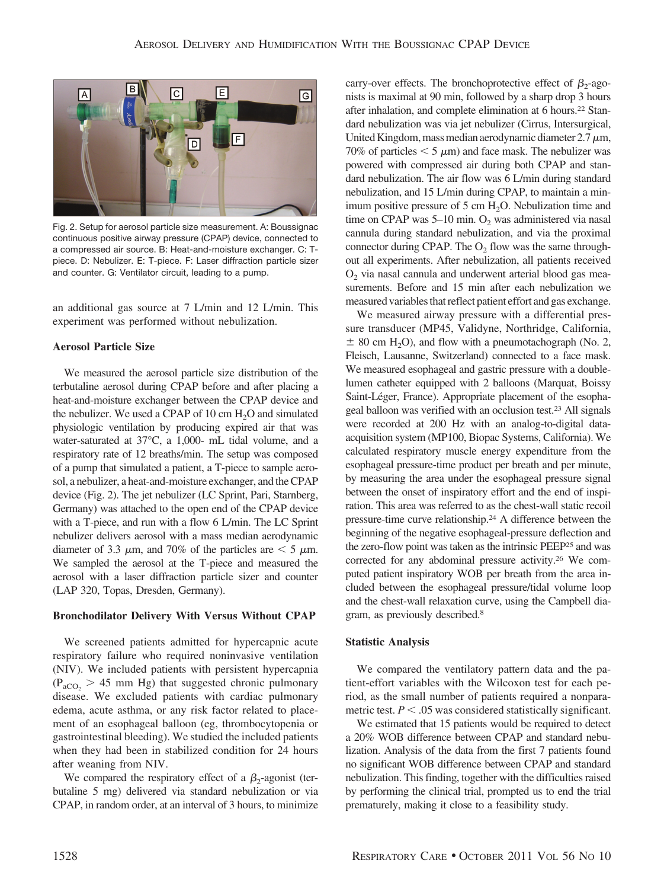Fig. 2. Setup for aerosol particle size measurement. A: Boussignac continuous positive airway pressure (CPAP) device, connected to a compressed air source. B: Heat-and-moisture exchanger. C: T-piece. D: Nebulizer. E: T-piece. F: Laser diffraction particle sizer and counter. G: Ventilator circuit, leading to a pump.

an additional gas source at 7 L/min and 12 L/min. This experiment was performed without nebulization.

### Aerosol Particle Size

We measured the aerosol particle size distribution of the terbutaline aerosol during CPAP before and after placing a heat-and-moisture exchanger between the CPAP device and the nebulizer. We used a CPAP of 10 cm $H_2O$ and simulated physiologic ventilation by producing expired air that was water-saturated at 37°C, a 1,000- mL tidal volume, and a respiratory rate of 12 breaths/min. The setup was composed of a pump that simulated a patient, a T-piece to sample aerosol, a nebulizer, a heat-and-moisture exchanger, and the CPAP device (Fig. 2). The jet nebulizer (LC Sprint, Pari, Starnberg, Germany) was attached to the open end of the CPAP device with a T-piece, and run with a flow 6 L/min. The LC Sprint nebulizer delivers aerosol with a mass median aerodynamic diameter of 3.3 μm, and 70% of the particles are < 5 μm. We sampled the aerosol at the T-piece and measured the aerosol with a laser diffraction particle sizer and counter (LAP 320, Topas, Dresden, Germany).

### Bronchodilator Delivery With Versus Without CPAP

We screened patients admitted for hypercapnic acute respiratory failure who required noninvasive ventilation (NIV). We included patients with persistent hypercapnia ($P_{aCO_2}$ > 45 mm Hg) that suggested chronic pulmonary disease. We excluded patients with cardiac pulmonary edema, acute asthma, or any risk factor related to placement of an esophageal balloon (eg, thrombocytopenia or gastrointestinal bleeding). We studied the included patients when they had been in stabilized condition for 24 hours after weaning from NIV.

We compared the respiratory effect of a $\beta_2$-agonist (terbutaline 5 mg) delivered via standard nebulization or via CPAP, in random order, at an interval of 3 hours, to minimize carry-over effects. The bronchoprotective effect of $\beta_2$-agonists is maximal at 90 min, followed by a sharp drop 3 hours after inhalation, and complete elimination at 6 hours.[22] Standard nebulization was via jet nebulizer (Cirrus, Intersurgical, United Kingdom, mass median aerodynamic diameter 2.7 μm, 70% of particles < 5 μm) and face mask. The nebulizer was powered with compressed air during both CPAP and standard nebulization. The air flow was 6 L/min during standard nebulization, and 15 L/min during CPAP, to maintain a minimum positive pressure of 5 cm $H_2O$. Nebulization time and time on CPAP was 5–10 min. $O_2$ was administered via nasal cannula during standard nebulization, and via the proximal connector during CPAP. The $O_2$ flow was the same throughout all experiments. After nebulization, all patients received $O_2$ via nasal cannula and underwent arterial blood gas measurements. Before and 15 min after each nebulization we measured variables that reflect patient effort and gas exchange.

We measured airway pressure with a differential pressure transducer (MP45, Validyne, Northridge, California, ± 80 cm $H_2O$), and flow with a pneumotachograph (No. 2, Fleisch, Lausanne, Switzerland) connected to a face mask. We measured esophageal and gastric pressure with a double-lumen catheter equipped with 2 balloons (Marquat, Boissy Saint-Léger, France). Appropriate placement of the esophageal balloon was verified with an occlusion test.[23] All signals were recorded at 200 Hz with an analog-to-digital data-acquisition system (MP100, Biopac Systems, California). We calculated respiratory muscle energy expenditure from the esophageal pressure-time product per breath and per minute, by measuring the area under the esophageal pressure signal between the onset of inspiratory effort and the end of inspiration. This area was referred to as the chest-wall static recoil pressure-time curve relationship.[24] A difference between the beginning of the negative esophageal-pressure deflection and the zero-flow point was taken as the intrinsic PEEP[25] and was corrected for any abdominal pressure activity.[26] We computed patient inspiratory WOB per breath from the area included between the esophageal pressure/tidal volume loop and the chest-wall relaxation curve, using the Campbell diagram, as previously described.[8]

### Statistic Analysis

We compared the ventilatory pattern data and the patient-effort variables with the Wilcoxon test for each period, as the small number of patients required a nonparametric test. $P < .05$ was considered statistically significant.

We estimated that 15 patients would be required to detect a 20% WOB difference between CPAP and standard nebulization. Analysis of the data from the first 7 patients found no significant WOB difference between CPAP and standard nebulization. This finding, together with the difficulties raised by performing the clinical trial, prompted us to end the trial prematurely, making it close to a feasibility study.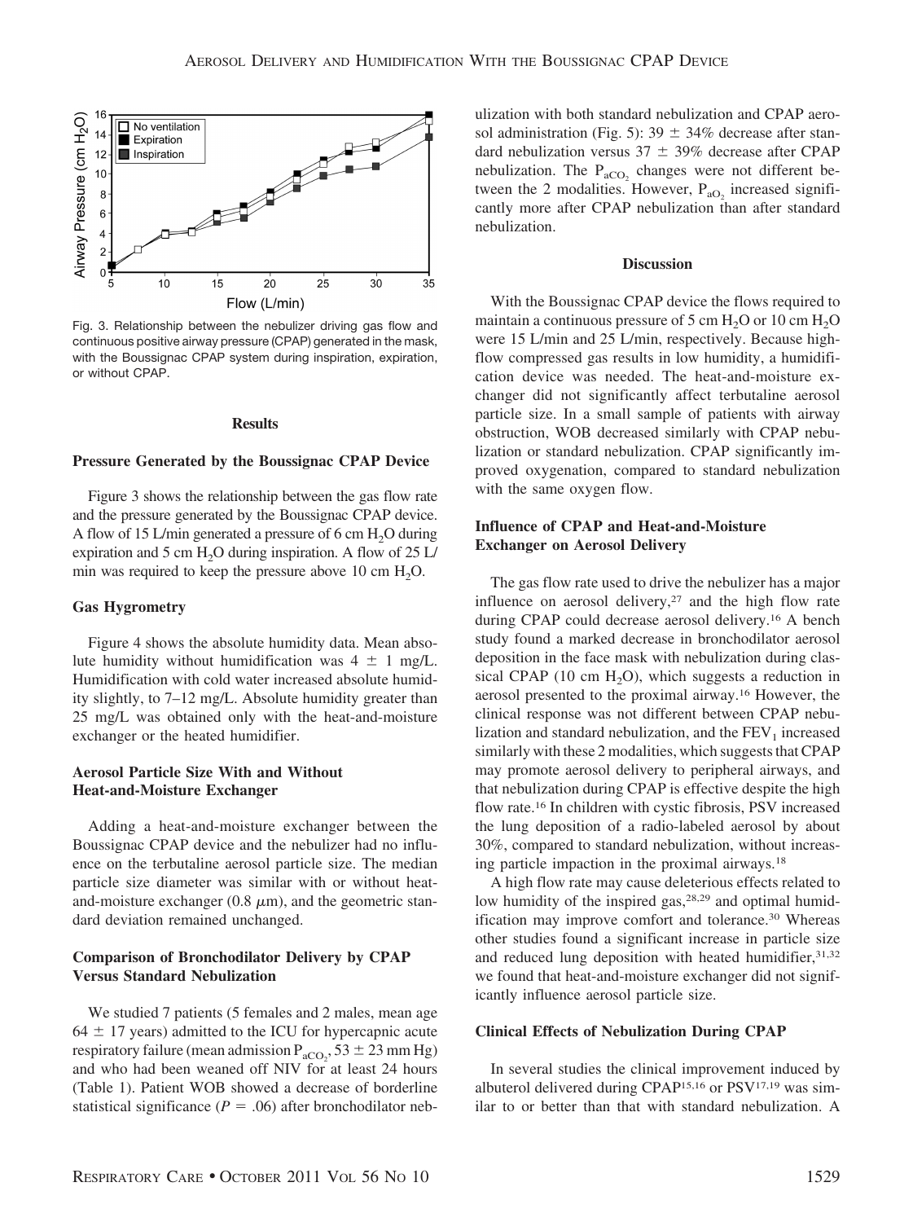Fig. 3. Relationship between the nebulizer driving gas flow and continuous positive airway pressure (CPAP) generated in the mask, with the Boussignac CPAP system during inspiration, expiration, or without CPAP.

## Results

### Pressure Generated by the Boussignac CPAP Device

Figure 3 shows the relationship between the gas flow rate and the pressure generated by the Boussignac CPAP device. A flow of 15 L/min generated a pressure of 6 cm $H_2O$ during expiration and 5 cm $H_2O$ during inspiration. A flow of 25 L/min was required to keep the pressure above 10 cm $H_2O$.

### Gas Hygrometry

Figure 4 shows the absolute humidity data. Mean absolute humidity without humidification was 4 ± 1 mg/L. Humidification with cold water increased absolute humidity slightly, to 7–12 mg/L. Absolute humidity greater than 25 mg/L was obtained only with the heat-and-moisture exchanger or the heated humidifier.

### Aerosol Particle Size With and Without Heat-and-Moisture Exchanger

Adding a heat-and-moisture exchanger between the Boussignac CPAP device and the nebulizer had no influence on the terbutaline aerosol particle size. The median particle size diameter was similar with or without heat-and-moisture exchanger (0.8 $\mu$m), and the geometric standard deviation remained unchanged.

### Comparison of Bronchodilator Delivery by CPAP Versus Standard Nebulization

We studied 7 patients (5 females and 2 males, mean age 64 ± 17 years) admitted to the ICU for hypercapnic acute respiratory failure (mean admission $P_{aCO_2}$, 53 ± 23 mm Hg) and who had been weaned off NIV for at least 24 hours (Table 1). Patient WOB showed a decrease of borderline statistical significance ($P = .06$) after bronchodilator nebulization with both standard nebulization and CPAP aerosol administration (Fig. 5): 39 ± 34% decrease after standard nebulization versus 37 ± 39% decrease after CPAP nebulization. The $P_{aCO_2}$ changes were not different between the 2 modalities. However, $P_{aO_2}$ increased significantly more after CPAP nebulization than after standard nebulization.

## Discussion

With the Boussignac CPAP device the flows required to maintain a continuous pressure of 5 cm $H_2O$ or 10 cm $H_2O$ were 15 L/min and 25 L/min, respectively. Because high-flow compressed gas results in low humidity, a humidification device was needed. The heat-and-moisture exchanger did not significantly affect terbutaline aerosol particle size. In a small sample of patients with airway obstruction, WOB decreased similarly with CPAP nebulization or standard nebulization. CPAP significantly improved oxygenation, compared to standard nebulization with the same oxygen flow.

### Influence of CPAP and Heat-and-Moisture Exchanger on Aerosol Delivery

The gas flow rate used to drive the nebulizer has a major influence on aerosol delivery,[27] and the high flow rate during CPAP could decrease aerosol delivery.[16] A bench study found a marked decrease in bronchodilator aerosol deposition in the face mask with nebulization during classical CPAP (10 cm $H_2O$), which suggests a reduction in aerosol presented to the proximal airway.[16] However, the clinical response was not different between CPAP nebulization and standard nebulization, and the $FEV_1$ increased similarly with these 2 modalities, which suggests that CPAP may promote aerosol delivery to peripheral airways, and that nebulization during CPAP is effective despite the high flow rate.[16] In children with cystic fibrosis, PSV increased the lung deposition of a radio-labeled aerosol by about 30%, compared to standard nebulization, without increasing particle impaction in the proximal airways.[18]

A high flow rate may cause deleterious effects related to low humidity of the inspired gas,[28,29] and optimal humidification may improve comfort and tolerance.[30] Whereas other studies found a significant increase in particle size and reduced lung deposition with heated humidifier,[31,32] we found that heat-and-moisture exchanger did not significantly influence aerosol particle size.

### Clinical Effects of Nebulization During CPAP

In several studies the clinical improvement induced by albuterol delivered during CPAP[15,16] or PSV[17,19] was similar to or better than that with standard nebulization. A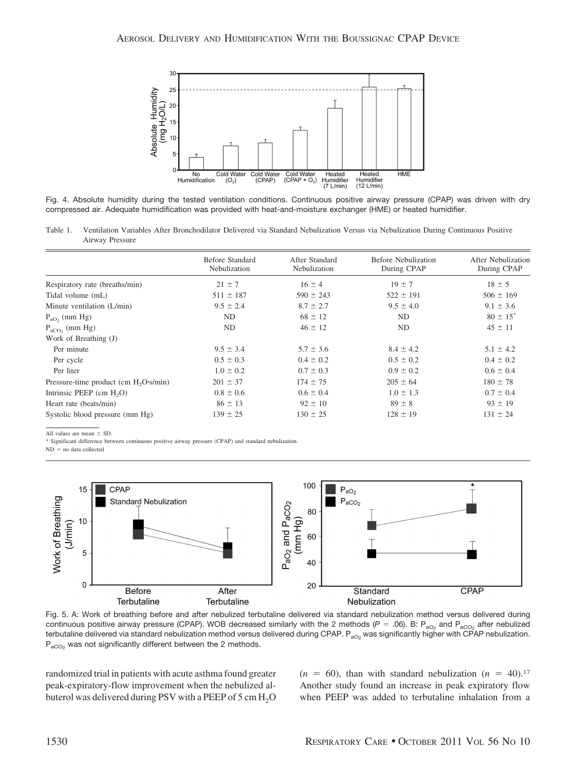Fig. 4. Absolute humidity during the tested ventilation conditions. Continuous positive airway pressure (CPAP) was driven with dry compressed air. Adequate humidification was provided with heat-and-moisture exchanger (HME) or heated humidifier.

Table 1. Ventilation Variables After Bronchodilator Delivered via Standard Nebulization Versus via Nebulization During Continuous Positive Airway Pressure

| | Before Standard Nebulization | After Standard Nebulization | Before Nebulization During CPAP | After Nebulization During CPAP |
|---|---|---|---|---|
| Respiratory rate (breaths/min) | 21 ± 7 | 16 ± 4 | 19 ± 7 | 18 ± 5 |
| Tidal volume (mL) | 511 ± 187 | 590 ± 243 | 522 ± 191 | 506 ± 169 |
| Minute ventilation (L/min) | 9.5 ± 2.4 | 8.7 ± 2.7 | 9.5 ± 4.0 | 9.1 ± 3.6 |
| $P_{aO_2}$ (mm Hg) | ND | 68 ± 12 | ND | 80 ± 15* |
| $P_{aCO_2}$ (mm Hg) | ND | 46 ± 12 | ND | 45 ± 11 |
| Work of Breathing (J) | | | | |
| Per minute | 9.5 ± 3.4 | 5.7 ± 3.6 | 8.4 ± 4.2 | 5.1 ± 4.2 |
| Per cycle | 0.5 ± 0.3 | 0.4 ± 0.2 | 0.5 ± 0.2 | 0.4 ± 0.2 |
| Per liter | 1.0 ± 0.2 | 0.7 ± 0.3 | 0.9 ± 0.2 | 0.6 ± 0.4 |
| Pressure-time product (cm $H_2O$·s/min) | 201 ± 37 | 174 ± 75 | 205 ± 64 | 180 ± 78 |
| Intrinsic PEEP (cm $H_2O$) | 0.8 ± 0.6 | 0.6 ± 0.4 | 1.0 ± 1.3 | 0.7 ± 0.4 |
| Heart rate (beats/min) | 86 ± 13 | 92 ± 10 | 89 ± 8 | 93 ± 19 |
| Systolic blood pressure (mm Hg) | 139 ± 25 | 130 ± 25 | 128 ± 19 | 131 ± 24 |

All values are mean ± SD.
* Significant difference between continuous positive airway pressure (CPAP) and standard nebulization.
ND = no data collected

Fig. 5. A: Work of breathing before and after nebulized terbutaline delivered via standard nebulization method versus delivered during continuous positive airway pressure (CPAP). WOB decreased similarly with the 2 methods ($P = .06$). B: $P_{aO_2}$ and $P_{aCO_2}$ after nebulized terbutaline delivered via standard nebulization method versus delivered during CPAP. $P_{aO_2}$ was significantly higher with CPAP nebulization. $P_{aCO_2}$ was not significantly different between the 2 methods.

randomized trial in patients with acute asthma found greater peak-expiratory-flow improvement when the nebulized albuterol was delivered during PSV with a PEEP of 5 cm $H_2O$ ($n = 60$), than with standard nebulization ($n = 40$).[17] Another study found an increase in peak expiratory flow when PEEP was added to terbutaline inhalation from a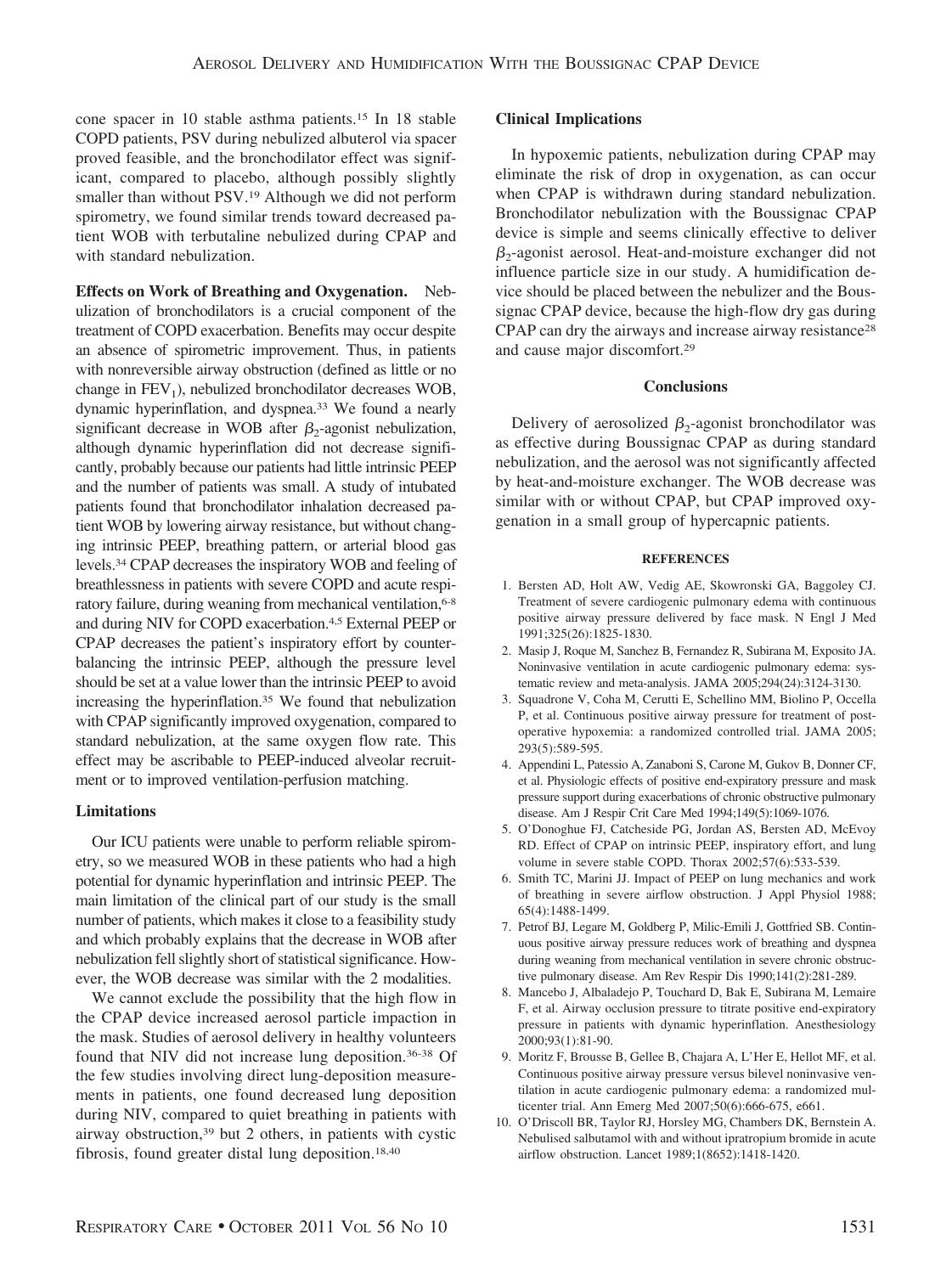cone spacer in 10 stable asthma patients.[15] In 18 stable COPD patients, PSV during nebulized albuterol via spacer proved feasible, and the bronchodilator effect was significant, compared to placebo, although possibly slightly smaller than without PSV.[19] Although we did not perform spirometry, we found similar trends toward decreased patient WOB with terbutaline nebulized during CPAP and with standard nebulization.

**Effects on Work of Breathing and Oxygenation.** Nebulization of bronchodilators is a crucial component of the treatment of COPD exacerbation. Benefits may occur despite an absence of spirometric improvement. Thus, in patients with nonreversible airway obstruction (defined as little or no change in $FEV_1$), nebulized bronchodilator decreases WOB, dynamic hyperinflation, and dyspnea.[33] We found a nearly significant decrease in WOB after $\beta_2$-agonist nebulization, although dynamic hyperinflation did not decrease significantly, probably because our patients had little intrinsic PEEP and the number of patients was small. A study of intubated patients found that bronchodilator inhalation decreased patient WOB by lowering airway resistance, but without changing intrinsic PEEP, breathing pattern, or arterial blood gas levels.[34] CPAP decreases the inspiratory WOB and feeling of breathlessness in patients with severe COPD and acute respiratory failure, during weaning from mechanical ventilation,[6-8] and during NIV for COPD exacerbation.[4,5] External PEEP or CPAP decreases the patient's inspiratory effort by counterbalancing the intrinsic PEEP, although the pressure level should be set at a value lower than the intrinsic PEEP to avoid increasing the hyperinflation.[35] We found that nebulization with CPAP significantly improved oxygenation, compared to standard nebulization, at the same oxygen flow rate. This effect may be ascribable to PEEP-induced alveolar recruitment or to improved ventilation-perfusion matching.

### Limitations

Our ICU patients were unable to perform reliable spirometry, so we measured WOB in these patients who had a high potential for dynamic hyperinflation and intrinsic PEEP. The main limitation of the clinical part of our study is the small number of patients, which makes it close to a feasibility study and which probably explains that the decrease in WOB after nebulization fell slightly short of statistical significance. However, the WOB decrease was similar with the 2 modalities.

We cannot exclude the possibility that the high flow in the CPAP device increased aerosol particle impaction in the mask. Studies of aerosol delivery in healthy volunteers found that NIV did not increase lung deposition.[36-38] Of the few studies involving direct lung-deposition measurements in patients, one found decreased lung deposition during NIV, compared to quiet breathing in patients with airway obstruction,[39] but 2 others, in patients with cystic fibrosis, found greater distal lung deposition.[18,40]

### Clinical Implications

In hypoxemic patients, nebulization during CPAP may eliminate the risk of drop in oxygenation, as can occur when CPAP is withdrawn during standard nebulization. Bronchodilator nebulization with the Boussignac CPAP device is simple and seems clinically effective to deliver $\beta_2$-agonist aerosol. Heat-and-moisture exchanger did not influence particle size in our study. A humidification device should be placed between the nebulizer and the Boussignac CPAP device, because the high-flow dry gas during CPAP can dry the airways and increase airway resistance[28] and cause major discomfort.[29]

## Conclusions

Delivery of aerosolized $\beta_2$-agonist bronchodilator was as effective during Boussignac CPAP as during standard nebulization, and the aerosol was not significantly affected by heat-and-moisture exchanger. The WOB decrease was similar with or without CPAP, but CPAP improved oxygenation in a small group of hypercapnic patients.

## REFERENCES

1. Bersten AD, Holt AW, Vedig AE, Skowronski GA, Baggoley CJ. Treatment of severe cardiogenic pulmonary edema with continuous positive airway pressure delivered by face mask. N Engl J Med 1991;325(26):1825-1830.
2. Masip J, Roque M, Sanchez B, Fernandez R, Subirana M, Exposito JA. Noninvasive ventilation in acute cardiogenic pulmonary edema: systematic review and meta-analysis. JAMA 2005;294(24):3124-3130.
3. Squadrone V, Coha M, Cerutti E, Schellino MM, Biolino P, Occella P, et al. Continuous positive airway pressure for treatment of postoperative hypoxemia: a randomized controlled trial. JAMA 2005; 293(5):589-595.
4. Appendini L, Patessio A, Zanaboni S, Carone M, Gukov B, Donner CF, et al. Physiologic effects of positive end-expiratory pressure and mask pressure support during exacerbations of chronic obstructive pulmonary disease. Am J Respir Crit Care Med 1994;149(5):1069-1076.
5. O'Donoghue FJ, Catcheside PG, Jordan AS, Bersten AD, McEvoy RD. Effect of CPAP on intrinsic PEEP, inspiratory effort, and lung volume in severe stable COPD. Thorax 2002;57(6):533-539.
6. Smith TC, Marini JJ. Impact of PEEP on lung mechanics and work of breathing in severe airflow obstruction. J Appl Physiol 1988; 65(4):1488-1499.
7. Petrof BJ, Legare M, Goldberg P, Milic-Emili J, Gottfried SB. Continuous positive airway pressure reduces work of breathing and dyspnea during weaning from mechanical ventilation in severe chronic obstructive pulmonary disease. Am Rev Respir Dis 1990;141(2):281-289.
8. Mancebo J, Albaladejo P, Touchard D, Bak E, Subirana M, Lemaire F, et al. Airway occlusion pressure to titrate positive end-expiratory pressure in patients with dynamic hyperinflation. Anesthesiology 2000;93(1):81-90.
9. Moritz F, Brousse B, Gellee B, Chajara A, L'Her E, Hellot MF, et al. Continuous positive airway pressure versus bilevel noninvasive ventilation in acute cardiogenic pulmonary edema: a randomized multicenter trial. Ann Emerg Med 2007;50(6):666-675, e661.
10. O'Driscoll BR, Taylor RJ, Horsley MG, Chambers DK, Bernstein A. Nebulised salbutamol with and without ipratropium bromide in acute airflow obstruction. Lancet 1989;1(8652):1418-1420.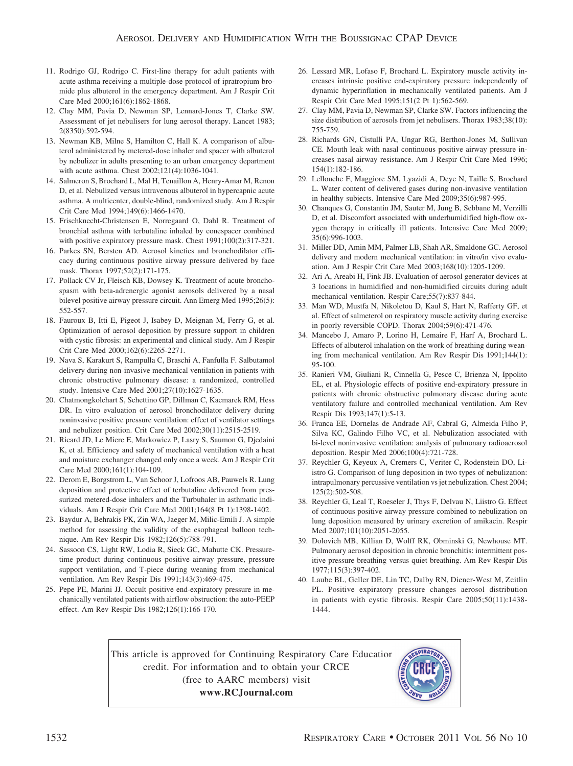11. Rodrigo GJ, Rodrigo C. First-line therapy for adult patients with acute asthma receiving a multiple-dose protocol of ipratropium bromide plus albuterol in the emergency department. Am J Respir Crit Care Med 2000;161(6):1862-1868.
12. Clay MM, Pavia D, Newman SP, Lennard-Jones T, Clarke SW. Assessment of jet nebulisers for lung aerosol therapy. Lancet 1983; 2(8350):592-594.
13. Newman KB, Milne S, Hamilton C, Hall K. A comparison of albuterol administered by metered-dose inhaler and spacer with albuterol by nebulizer in adults presenting to an urban emergency department with acute asthma. Chest 2002;121(4):1036-1041.
14. Salmeron S, Brochard L, Mal H, Tenaillon A, Henry-Amar M, Renon D, et al. Nebulized versus intravenous albuterol in hypercapnic acute asthma. A multicenter, double-blind, randomized study. Am J Respir Crit Care Med 1994;149(6):1466-1470.
15. Frischknecht-Christensen E, Norregaard O, Dahl R. Treatment of bronchial asthma with terbutaline inhaled by conespacer combined with positive expiratory pressure mask. Chest 1991;100(2):317-321.
16. Parkes SN, Bersten AD. Aerosol kinetics and bronchodilator efficacy during continuous positive airway pressure delivered by face mask. Thorax 1997;52(2):171-175.
17. Pollack CV Jr, Fleisch KB, Dowsey K. Treatment of acute bronchospasm with beta-adrenergic agonist aerosols delivered by a nasal bilevel positive airway pressure circuit. Ann Emerg Med 1995;26(5): 552-557.
18. Fauroux B, Itti E, Pigeot J, Isabey D, Meignan M, Ferry G, et al. Optimization of aerosol deposition by pressure support in children with cystic fibrosis: an experimental and clinical study. Am J Respir Crit Care Med 2000;162(6):2265-2271.
19. Nava S, Karakurt S, Rampulla C, Braschi A, Fanfulla F. Salbutamol delivery during non-invasive mechanical ventilation in patients with chronic obstructive pulmonary disease: a randomized, controlled study. Intensive Care Med 2001;27(10):1627-1635.
20. Chatmongkolchart S, Schettino GP, Dillman C, Kacmarek RM, Hess DR. In vitro evaluation of aerosol bronchodilator delivery during noninvasive positive pressure ventilation: effect of ventilator settings and nebulizer position. Crit Care Med 2002;30(11):2515-2519.
21. Ricard JD, Le Miere E, Markowicz P, Lasry S, Saumon G, Djedaini K, et al. Efficiency and safety of mechanical ventilation with a heat and moisture exchanger changed only once a week. Am J Respir Crit Care Med 2000;161(1):104-109.
22. Derom E, Borgstrom L, Van Schoor J, Lofroos AB, Pauwels R. Lung deposition and protective effect of terbutaline delivered from pressurized metered-dose inhalers and the Turbuhaler in asthmatic individuals. Am J Respir Crit Care Med 2001;164(8 Pt 1):1398-1402.
23. Baydur A, Behrakis PK, Zin WA, Jaeger M, Milic-Emili J. A simple method for assessing the validity of the esophageal balloon technique. Am Rev Respir Dis 1982;126(5):788-791.
24. Sassoon CS, Light RW, Lodia R, Sieck GC, Mahutte CK. Pressure-time product during continuous positive airway pressure, pressure support ventilation, and T-piece during weaning from mechanical ventilation. Am Rev Respir Dis 1991;143(3):469-475.
25. Pepe PE, Marini JJ. Occult positive end-expiratory pressure in mechanically ventilated patients with airflow obstruction: the auto-PEEP effect. Am Rev Respir Dis 1982;126(1):166-170.
26. Lessard MR, Lofaso F, Brochard L. Expiratory muscle activity increases intrinsic positive end-expiratory pressure independently of dynamic hyperinflation in mechanically ventilated patients. Am J Respir Crit Care Med 1995;151(2 Pt 1):562-569.
27. Clay MM, Pavia D, Newman SP, Clarke SW. Factors influencing the size distribution of aerosols from jet nebulisers. Thorax 1983;38(10): 755-759.
28. Richards GN, Cistulli PA, Ungar RG, Berthon-Jones M, Sullivan CE. Mouth leak with nasal continuous positive airway pressure increases nasal airway resistance. Am J Respir Crit Care Med 1996; 154(1):182-186.
29. Lellouche F, Maggiore SM, Lyazidi A, Deye N, Taille S, Brochard L. Water content of delivered gases during non-invasive ventilation in healthy subjects. Intensive Care Med 2009;35(6):987-995.
30. Chanques G, Constantin JM, Sauter M, Jung B, Sebbane M, Verzilli D, et al. Discomfort associated with underhumidified high-flow oxygen therapy in critically ill patients. Intensive Care Med 2009; 35(6):996-1003.
31. Miller DD, Amin MM, Palmer LB, Shah AR, Smaldone GC. Aerosol delivery and modern mechanical ventilation: in vitro/in vivo evaluation. Am J Respir Crit Care Med 2003;168(10):1205-1209.
32. Ari A, Areabi H, Fink JB. Evaluation of aerosol generator devices at 3 locations in humidified and non-humidified circuits during adult mechanical ventilation. Respir Care;55(7):837-844.
33. Man WD, Mustfa N, Nikoletou D, Kaul S, Hart N, Rafferty GF, et al. Effect of salmeterol on respiratory muscle activity during exercise in poorly reversible COPD. Thorax 2004;59(6):471-476.
34. Mancebo J, Amaro P, Lorino H, Lemaire F, Harf A, Brochard L. Effects of albuterol inhalation on the work of breathing during weaning from mechanical ventilation. Am Rev Respir Dis 1991;144(1): 95-100.
35. Ranieri VM, Giuliani R, Cinnella G, Pesce C, Brienza N, Ippolito EL, et al. Physiologic effects of positive end-expiratory pressure in patients with chronic obstructive pulmonary disease during acute ventilatory failure and controlled mechanical ventilation. Am Rev Respir Dis 1993;147(1):5-13.
36. Franca EE, Dornelas de Andrade AF, Cabral G, Almeida Filho P, Silva KC, Galindo Filho VC, et al. Nebulization associated with bi-level noninvasive ventilation: analysis of pulmonary radioaerosol deposition. Respir Med 2006;100(4):721-728.
37. Reychler G, Keyeux A, Cremers C, Veriter C, Rodenstein DO, Liistro G. Comparison of lung deposition in two types of nebulization: intrapulmonary percussive ventilation vs jet nebulization. Chest 2004; 125(2):502-508.
38. Reychler G, Leal T, Roeseler J, Thys F, Delvau N, Liistro G. Effect of continuous positive airway pressure combined to nebulization on lung deposition measured by urinary excretion of amikacin. Respir Med 2007;101(10):2051-2055.
39. Dolovich MB, Killian D, Wolff RK, Obminski G, Newhouse MT. Pulmonary aerosol deposition in chronic bronchitis: intermittent positive pressure breathing versus quiet breathing. Am Rev Respir Dis 1977;115(3):397-402.
40. Laube BL, Geller DE, Lin TC, Dalby RN, Diener-West M, Zeitlin PL. Positive expiratory pressure changes aerosol distribution in patients with cystic fibrosis. Respir Care 2005;50(11):1438-1444.

This article is approved for Continuing Respiratory Care Education credit. For information and to obtain your CRCE (free to AARC members) visit **www.RCJournal.com**